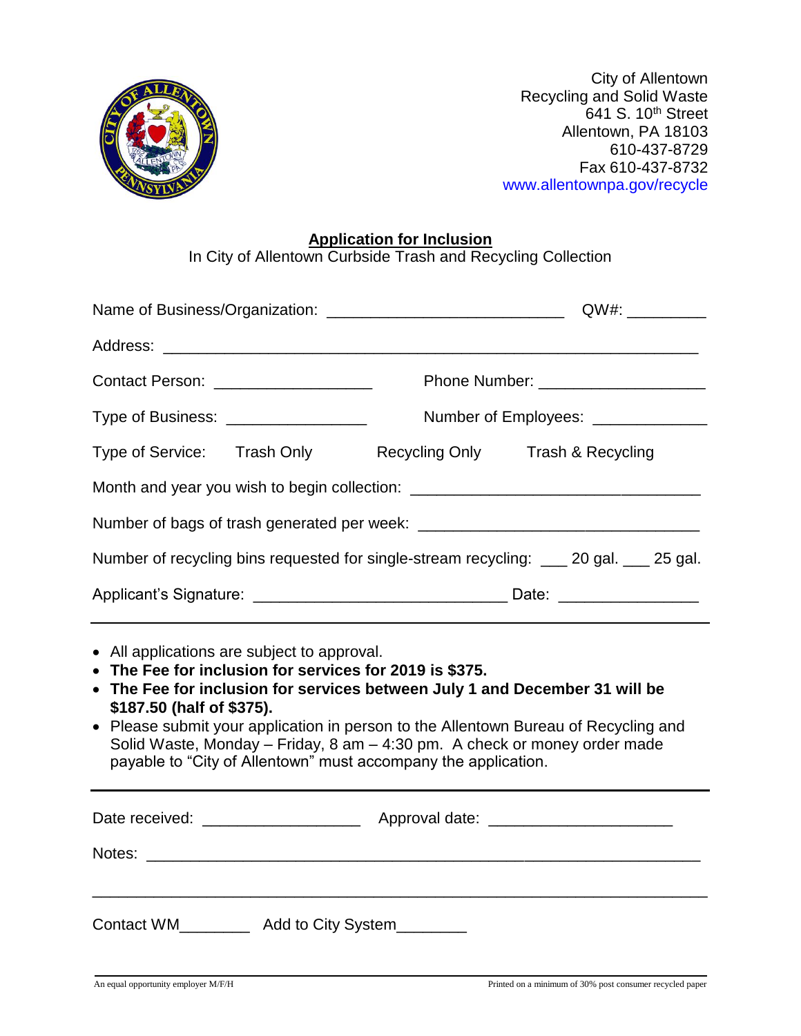City of Allentown
Recycling and Solid Waste
641 S. 10th Street
Allentown, PA 18103
610-437-8729
Fax 610-437-8732
www.allentownpa.gov/recycle

## Application for Inclusion

In City of Allentown Curbside Trash and Recycling Collection

Name of Business/Organization: ___________________________ QW#: _________

Address: ____________________________________________________________

Contact Person: __________________ Phone Number: ___________________

Type of Business: ________________ Number of Employees: _____________

Type of Service: Trash Only Recycling Only Trash & Recycling

Month and year you wish to begin collection: ________________________________

Number of bags of trash generated per week: ________________________________

Number of recycling bins requested for single-stream recycling: ___ 20 gal. ___ 25 gal.

Applicant's Signature: ____________________________ Date: _______________

---

- All applications are subject to approval.
- **The Fee for inclusion for services for 2019 is $375.**
- **The Fee for inclusion for services between July 1 and December 31 will be $187.50 (half of $375).**
- Please submit your application in person to the Allentown Bureau of Recycling and Solid Waste, Monday – Friday, 8 am – 4:30 pm. A check or money order made payable to "City of Allentown" must accompany the application.

---

Date received: _________________ Approval date: ____________________

Notes: ______________________________________________________________

_____________________________________________________________________

Contact WM________ Add to City System________

An equal opportunity employer M/F/H

Printed on a minimum of 30% post consumer recycled paper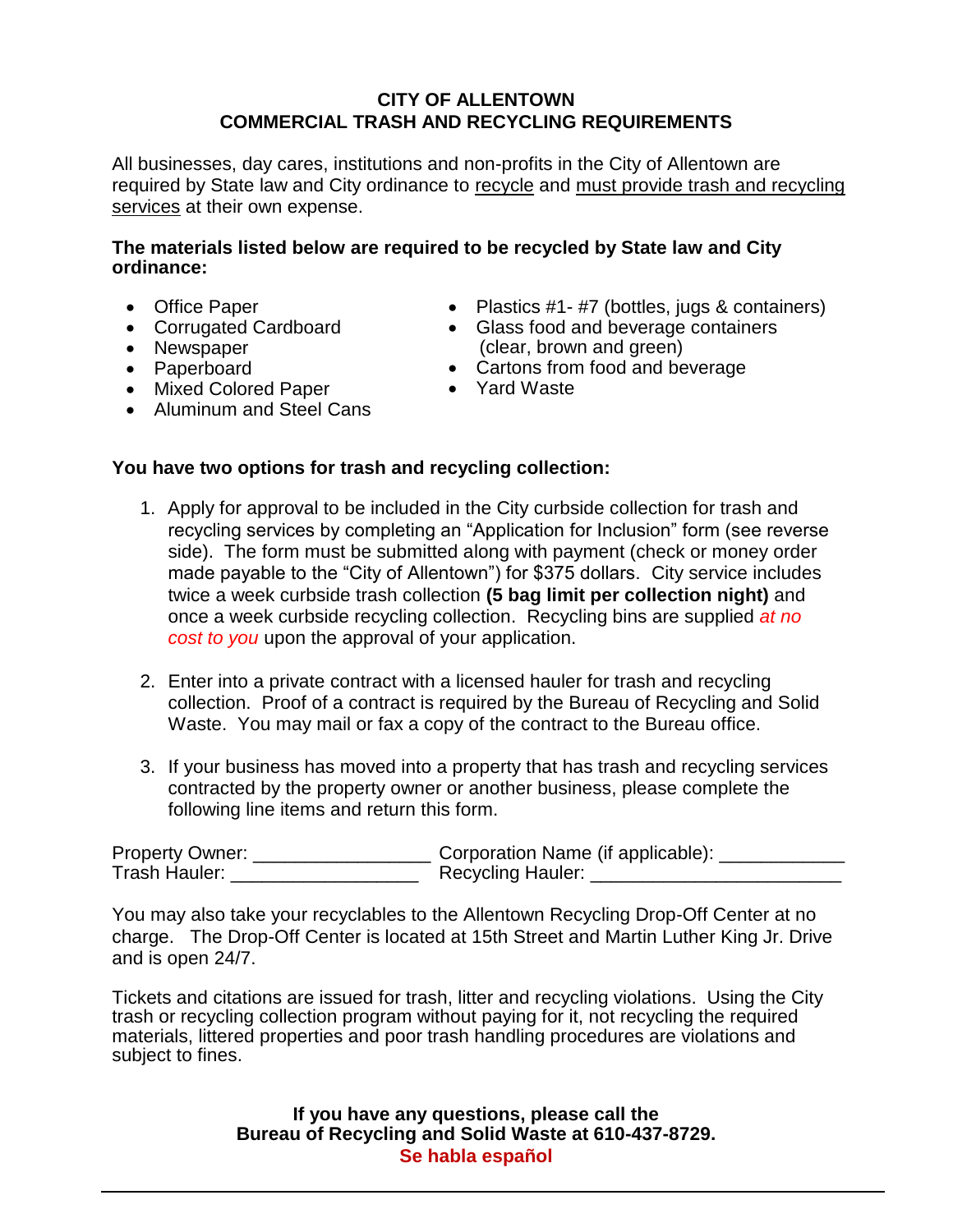**CITY OF ALLENTOWN**
**COMMERCIAL TRASH AND RECYCLING REQUIREMENTS**

All businesses, day cares, institutions and non-profits in the City of Allentown are required by State law and City ordinance to recycle and must provide trash and recycling services at their own expense.

**The materials listed below are required to be recycled by State law and City ordinance:**

- Office Paper
- Corrugated Cardboard
- Newspaper
- Paperboard
- Mixed Colored Paper
- Aluminum and Steel Cans
- Plastics #1- #7 (bottles, jugs & containers)
- Glass food and beverage containers (clear, brown and green)
- Cartons from food and beverage
- Yard Waste

**You have two options for trash and recycling collection:**

1. Apply for approval to be included in the City curbside collection for trash and recycling services by completing an "Application for Inclusion" form (see reverse side). The form must be submitted along with payment (check or money order made payable to the "City of Allentown") for $375 dollars. City service includes twice a week curbside trash collection **(5 bag limit per collection night)** and once a week curbside recycling collection. Recycling bins are supplied *at no cost to you* upon the approval of your application.

2. Enter into a private contract with a licensed hauler for trash and recycling collection. Proof of a contract is required by the Bureau of Recycling and Solid Waste. You may mail or fax a copy of the contract to the Bureau office.

3. If your business has moved into a property that has trash and recycling services contracted by the property owner or another business, please complete the following line items and return this form.

Property Owner: ________________ Corporation Name (if applicable): ____________
Trash Hauler: _________________ Recycling Hauler: _______________________

You may also take your recyclables to the Allentown Recycling Drop-Off Center at no charge. The Drop-Off Center is located at 15th Street and Martin Luther King Jr. Drive and is open 24/7.

Tickets and citations are issued for trash, litter and recycling violations. Using the City trash or recycling collection program without paying for it, not recycling the required materials, littered properties and poor trash handling procedures are violations and subject to fines.

**If you have any questions, please call the**
**Bureau of Recycling and Solid Waste at 610-437-8729.**
**Se habla español**